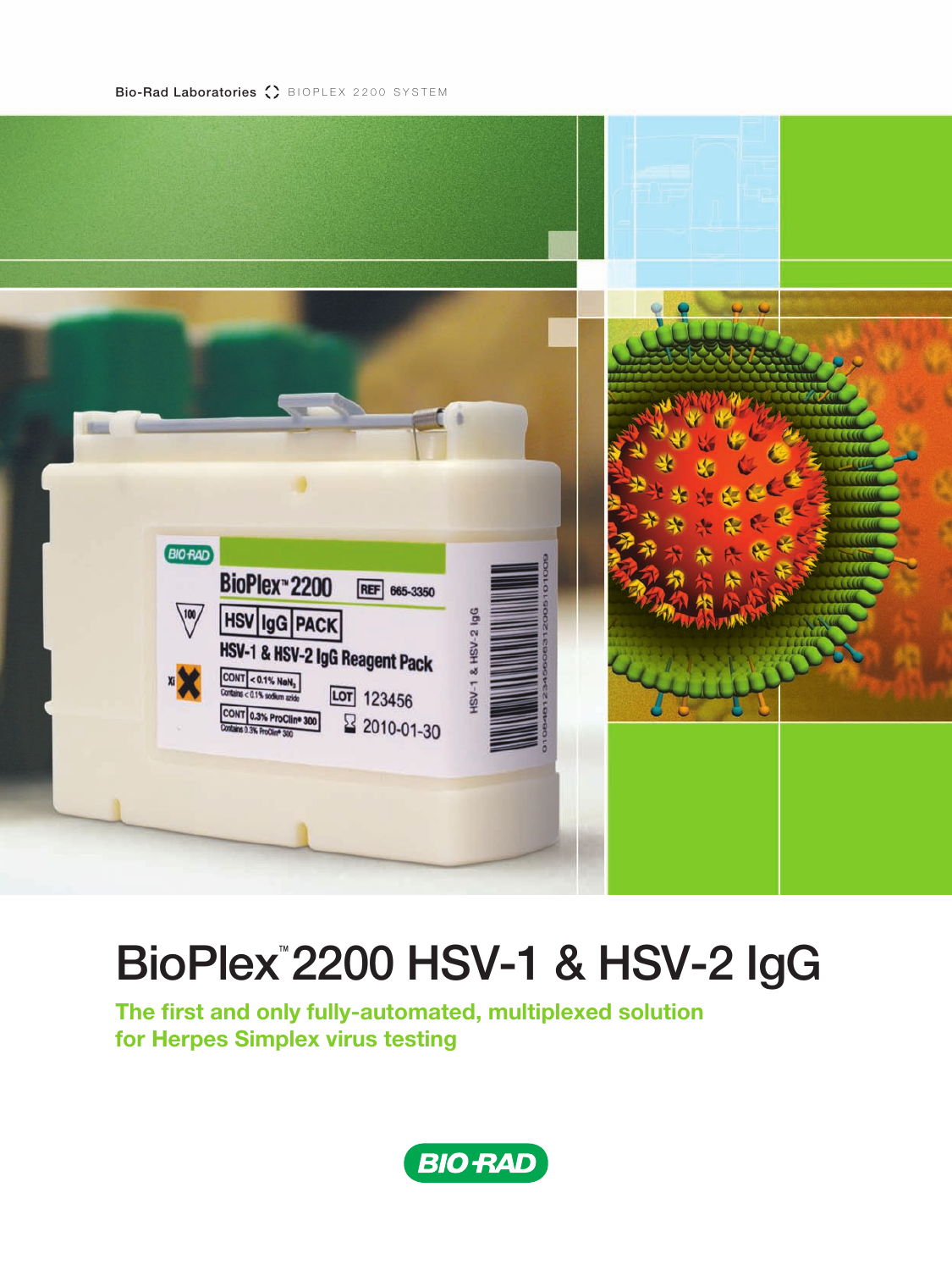Bio-Rad Laboratories BIOPLEX 2200 SYSTEM

# BioPlex™ 2200 HSV-1 & HSV-2 IgG

## The first and only fully-automated, multiplexed solution for Herpes Simplex virus testing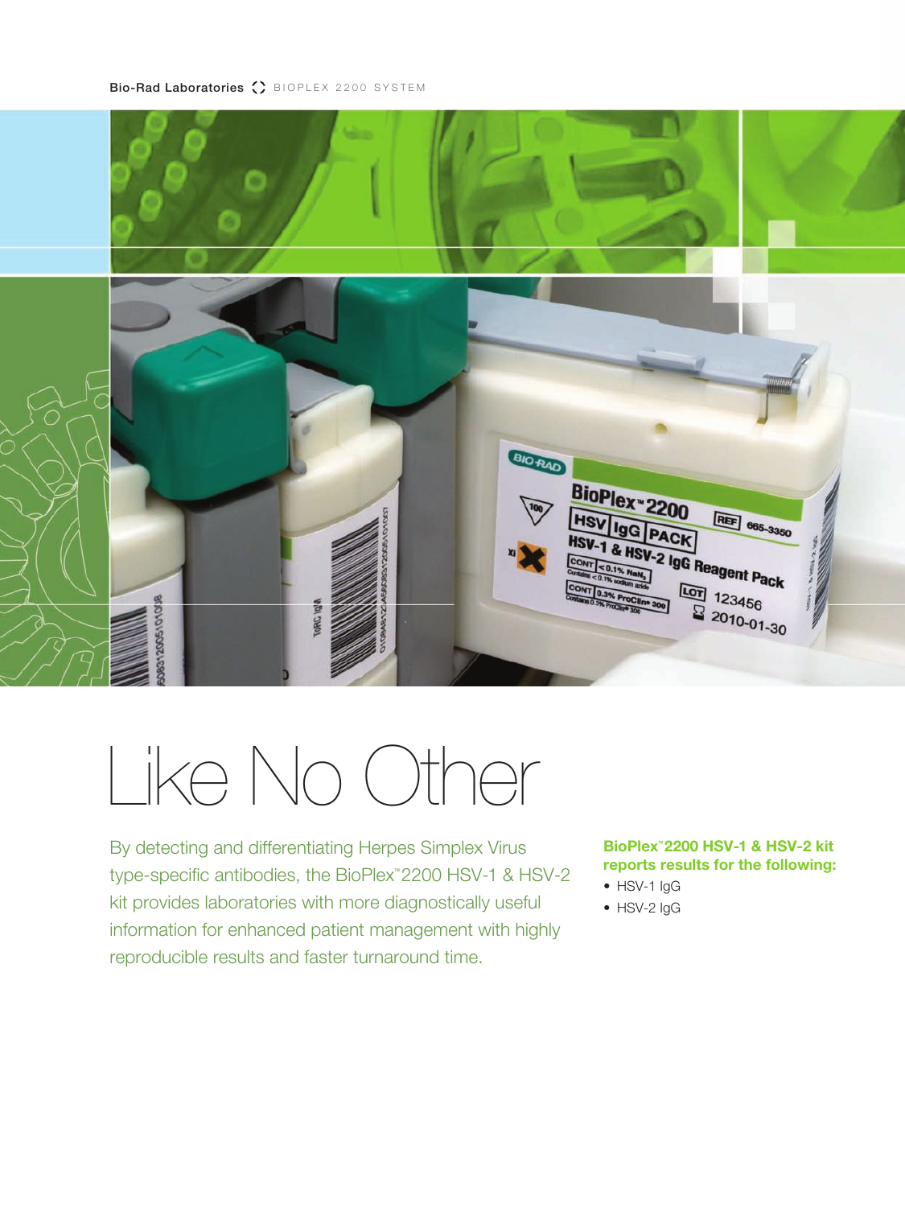# Like No Other

By detecting and differentiating Herpes Simplex Virus type-specific antibodies, the BioPlex™ 2200 HSV-1 & HSV-2 kit provides laboratories with more diagnostically useful information for enhanced patient management with highly reproducible results and faster turnaround time.

**BioPlex™ 2200 HSV-1 & HSV-2 kit reports results for the following:**

- HSV-1 IgG
- HSV-2 IgG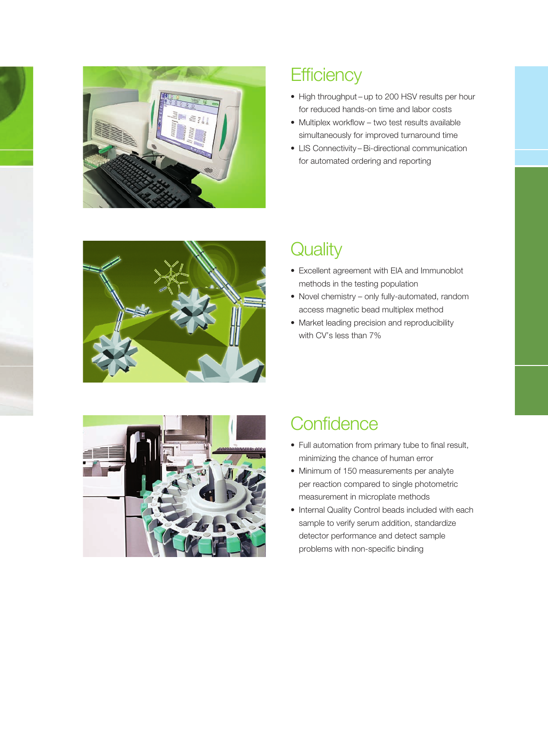## Efficiency

- High throughput – up to 200 HSV results per hour for reduced hands-on time and labor costs
- Multiplex workflow – two test results available simultaneously for improved turnaround time
- LIS Connectivity – Bi-directional communication for automated ordering and reporting

## Quality

- Excellent agreement with EIA and Immunoblot methods in the testing population
- Novel chemistry – only fully-automated, random access magnetic bead multiplex method
- Market leading precision and reproducibility with CV's less than 7%

## Confidence

- Full automation from primary tube to final result, minimizing the chance of human error
- Minimum of 150 measurements per analyte per reaction compared to single photometric measurement in microplate methods
- Internal Quality Control beads included with each sample to verify serum addition, standardize detector performance and detect sample problems with non-specific binding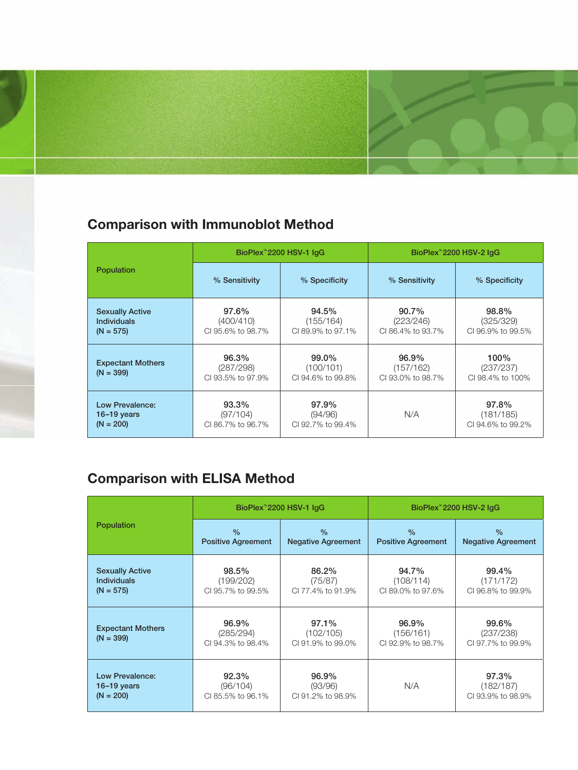## Comparison with Immunoblot Method

| Population | BioPlex™ 2200 HSV-1 IgG | | BioPlex™ 2200 HSV-2 IgG | |
|---|---|---|---|---|
| | % Sensitivity | % Specificity | % Sensitivity | % Specificity |
| Sexually Active Individuals (N = 575) | 97.6% (400/410) CI 95.6% to 98.7% | 94.5% (155/164) CI 89.9% to 97.1% | 90.7% (223/246) CI 86.4% to 93.7% | 98.8% (325/329) CI 96.9% to 99.5% |
| Expectant Mothers (N = 399) | 96.3% (287/298) CI 93.5% to 97.9% | 99.0% (100/101) CI 94.6% to 99.8% | 96.9% (157/162) CI 93.0% to 98.7% | 100% (237/237) CI 98.4% to 100% |
| Low Prevalence: 16–19 years (N = 200) | 93.3% (97/104) CI 86.7% to 96.7% | 97.9% (94/96) CI 92.7% to 99.4% | N/A | 97.8% (181/185) CI 94.6% to 99.2% |

## Comparison with ELISA Method

| Population | BioPlex™ 2200 HSV-1 IgG | | BioPlex™ 2200 HSV-2 IgG | |
|---|---|---|---|---|
| | % Positive Agreement | % Negative Agreement | % Positive Agreement | % Negative Agreement |
| Sexually Active Individuals (N = 575) | 98.5% (199/202) CI 95.7% to 99.5% | 86.2% (75/87) CI 77.4% to 91.9% | 94.7% (108/114) CI 89.0% to 97.6% | 99.4% (171/172) CI 96.8% to 99.9% |
| Expectant Mothers (N = 399) | 96.9% (285/294) CI 94.3% to 98.4% | 97.1% (102/105) CI 91.9% to 99.0% | 96.9% (156/161) CI 92.9% to 98.7% | 99.6% (237/238) CI 97.7% to 99.9% |
| Low Prevalence: 16–19 years (N = 200) | 92.3% (96/104) CI 85.5% to 96.1% | 96.9% (93/96) CI 91.2% to 98.9% | N/A | 97.3% (182/187) CI 93.9% to 98.9% |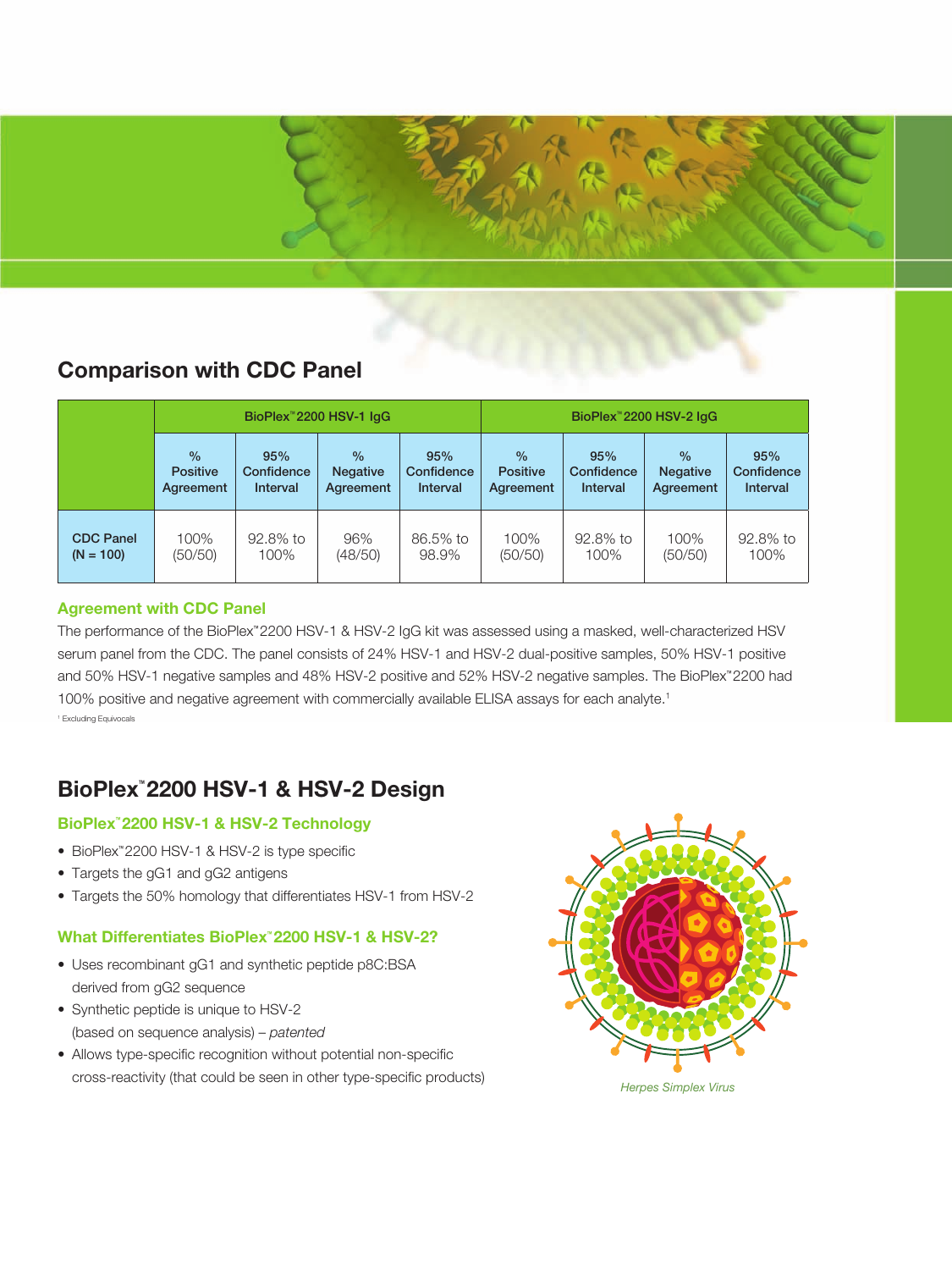## Comparison with CDC Panel

| | BioPlex™ 2200 HSV-1 IgG | | | | BioPlex™ 2200 HSV-2 IgG | | | |
|---|---|---|---|---|---|---|---|---|
| | % Positive Agreement | 95% Confidence Interval | % Negative Agreement | 95% Confidence Interval | % Positive Agreement | 95% Confidence Interval | % Negative Agreement | 95% Confidence Interval |
| CDC Panel (N = 100) | 100% (50/50) | 92.8% to 100% | 96% (48/50) | 86.5% to 98.9% | 100% (50/50) | 92.8% to 100% | 100% (50/50) | 92.8% to 100% |

### Agreement with CDC Panel

The performance of the BioPlex™ 2200 HSV-1 & HSV-2 IgG kit was assessed using a masked, well-characterized HSV serum panel from the CDC. The panel consists of 24% HSV-1 and HSV-2 dual-positive samples, 50% HSV-1 positive and 50% HSV-1 negative samples and 48% HSV-2 positive and 52% HSV-2 negative samples. The BioPlex™ 2200 had 100% positive and negative agreement with commercially available ELISA assays for each analyte.[1]

[1] Excluding Equivocals

## BioPlex™ 2200 HSV-1 & HSV-2 Design

### BioPlex™ 2200 HSV-1 & HSV-2 Technology

- BioPlex™ 2200 HSV-1 & HSV-2 is type specific
- Targets the gG1 and gG2 antigens
- Targets the 50% homology that differentiates HSV-1 from HSV-2

### What Differentiates BioPlex™ 2200 HSV-1 & HSV-2?

- Uses recombinant gG1 and synthetic peptide p8C:BSA derived from gG2 sequence
- Synthetic peptide is unique to HSV-2 (based on sequence analysis) – *patented*
- Allows type-specific recognition without potential non-specific cross-reactivity (that could be seen in other type-specific products)

*Herpes Simplex Virus*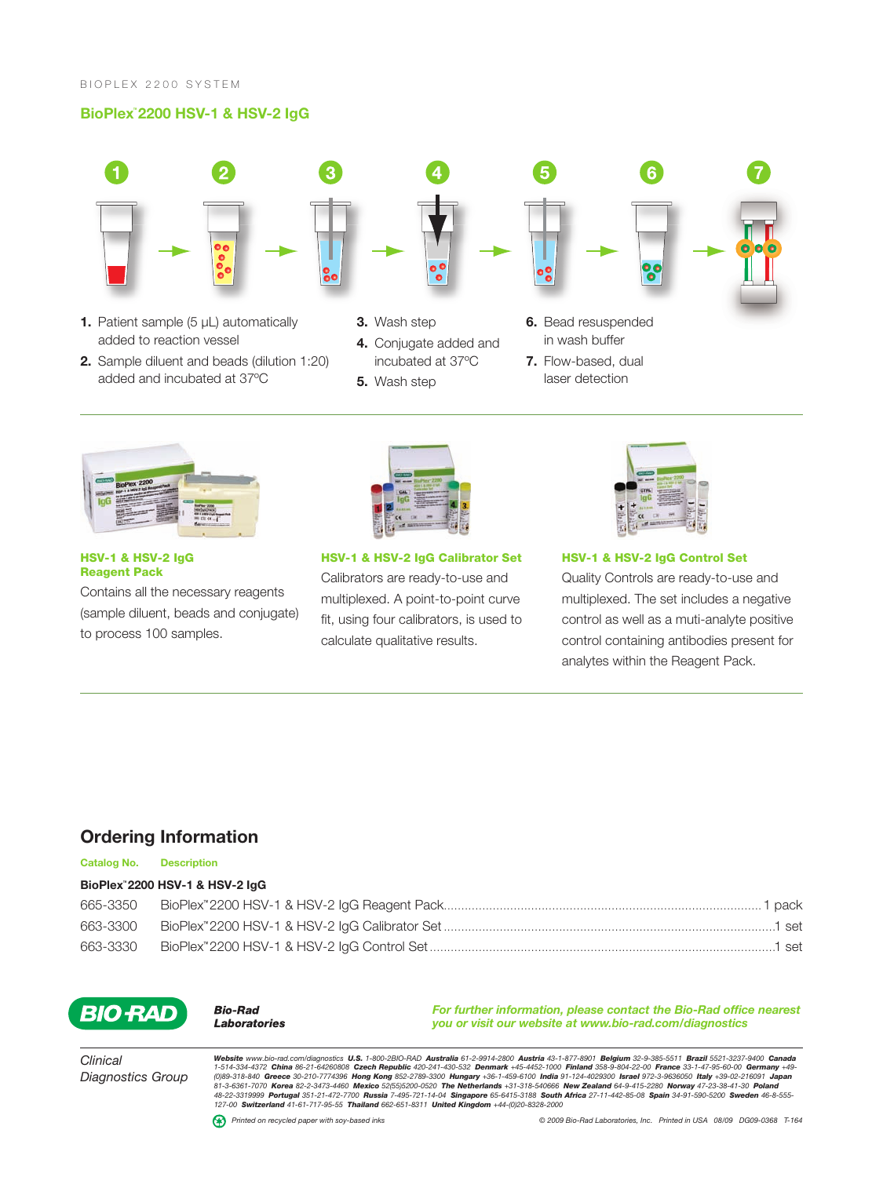BIOPLEX 2200 SYSTEM

## BioPlex™ 2200 HSV-1 & HSV-2 IgG

1. Patient sample (5 µL) automatically added to reaction vessel
2. Sample diluent and beads (dilution 1:20) added and incubated at 37ºC
3. Wash step
4. Conjugate added and incubated at 37ºC
5. Wash step
6. Bead resuspended in wash buffer
7. Flow-based, dual laser detection

**HSV-1 & HSV-2 IgG Reagent Pack**

Contains all the necessary reagents (sample diluent, beads and conjugate) to process 100 samples.

**HSV-1 & HSV-2 IgG Calibrator Set**

Calibrators are ready-to-use and multiplexed. A point-to-point curve fit, using four calibrators, is used to calculate qualitative results.

**HSV-1 & HSV-2 IgG Control Set**

Quality Controls are ready-to-use and multiplexed. The set includes a negative control as well as a muti-analyte positive control containing antibodies present for analytes within the Reagent Pack.

## Ordering Information

| Catalog No. | Description | |
|---|---|---|
| **BioPlex™ 2200 HSV-1 & HSV-2 IgG** | | |
| 665-3350 | BioPlex™ 2200 HSV-1 & HSV-2 IgG Reagent Pack | 1 pack |
| 663-3300 | BioPlex™ 2200 HSV-1 & HSV-2 IgG Calibrator Set | 1 set |
| 663-3330 | BioPlex™ 2200 HSV-1 & HSV-2 IgG Control Set | 1 set |

BIO-RAD

*Bio-Rad Laboratories*

*For further information, please contact the Bio-Rad office nearest you or visit our website at www.bio-rad.com/diagnostics*

Clinical Diagnostics Group

**Website** www.bio-rad.com/diagnostics **U.S.** 1-800-2BIO-RAD **Australia** 61-2-9914-2800 **Austria** 43-1-877-8901 **Belgium** 32-9-385-5511 **Brazil** 5521-3237-9400 **Canada** 1-514-334-4372 **China** 86-21-64260808 **Czech Republic** 420-241-430-532 **Denmark** +45-4452-1000 **Finland** 358-9-804-22-00 **France** 33-1-47-95-60-00 **Germany** +49-(0)89-318-840 **Greece** 30-210-7774396 **Hong Kong** 852-2789-3300 **Hungary** +36-1-459-6100 **India** 91-124-4029300 **Israel** 972-3-9636050 **Italy** +39-02-216091 **Japan** 81-3-6361-7070 **Korea** 82-2-3473-4460 **Mexico** 52(55)5200-0520 **The Netherlands** +31-318-540666 **New Zealand** 64-9-415-2280 **Norway** 47-23-38-41-30 **Poland** 48-22-3319999 **Portugal** 351-21-472-7700 **Russia** 7-495-721-14-04 **Singapore** 65-6415-3188 **South Africa** 27-11-442-85-08 **Spain** 34-91-590-5200 **Sweden** 46-8-555-127-00 **Switzerland** 41-61-717-95-55 **Thailand** 662-651-8311 **United Kingdom** +44-(0)20-8328-2000

Printed on recycled paper with soy-based inks

© 2009 Bio-Rad Laboratories, Inc. Printed in USA 08/09 DG09-0368 T-164